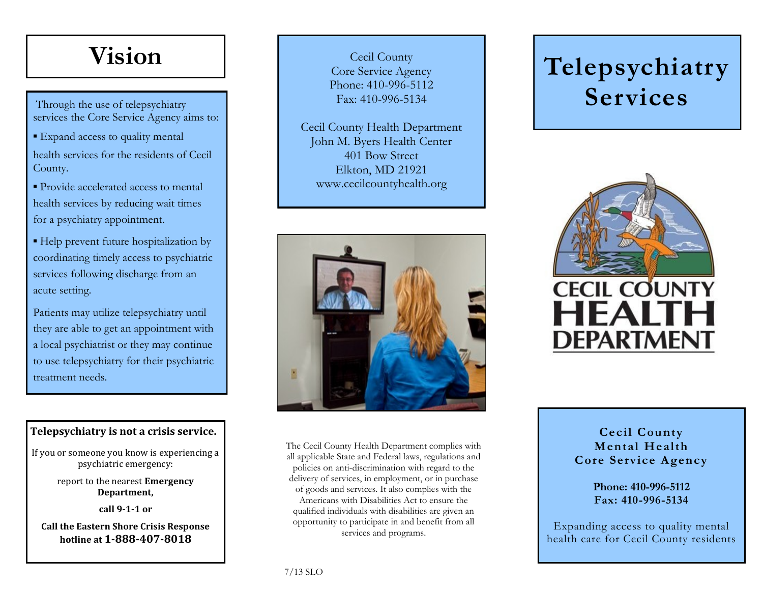# Vision

Through the use of telepsychiatry services the Core Service Agency aims to:

- Expand access to quality mental health services for the residents of Cecil County.
- Provide accelerated access to mental health services by reducing wait times for a psychiatry appointment.
- Help prevent future hospitalization by coordinating timely access to psychiatric services following discharge from an acute setting.

Patients may utilize telepsychiatry until they are able to get an appointment with a local psychiatrist or they may continue to use telepsychiatry for their psychiatric treatment needs.

**Telepsychiatry is not a crisis service.**

If you or someone you know is experiencing a psychiatric emergency:

report to the nearest **Emergency Department,**

**call 9-1-1 or**

**Call the Eastern Shore Crisis Response hotline at 1-888-407-8018**

Cecil County
Core Service Agency
Phone: 410-996-5112
Fax: 410-996-5134

Cecil County Health Department
John M. Byers Health Center
401 Bow Street
Elkton, MD 21921
www.cecilcountyhealth.org

The Cecil County Health Department complies with all applicable State and Federal laws, regulations and policies on anti-discrimination with regard to the delivery of services, in employment, or in purchase of goods and services. It also complies with the Americans with Disabilities Act to ensure the qualified individuals with disabilities are given an opportunity to participate in and benefit from all services and programs.

7/13 SLO

# Telepsychiatry Services

CECIL COUNTY HEALTH DEPARTMENT

**Cecil County Mental Health Core Service Agency**

**Phone: 410-996-5112**
**Fax: 410-996-5134**

Expanding access to quality mental health care for Cecil County residents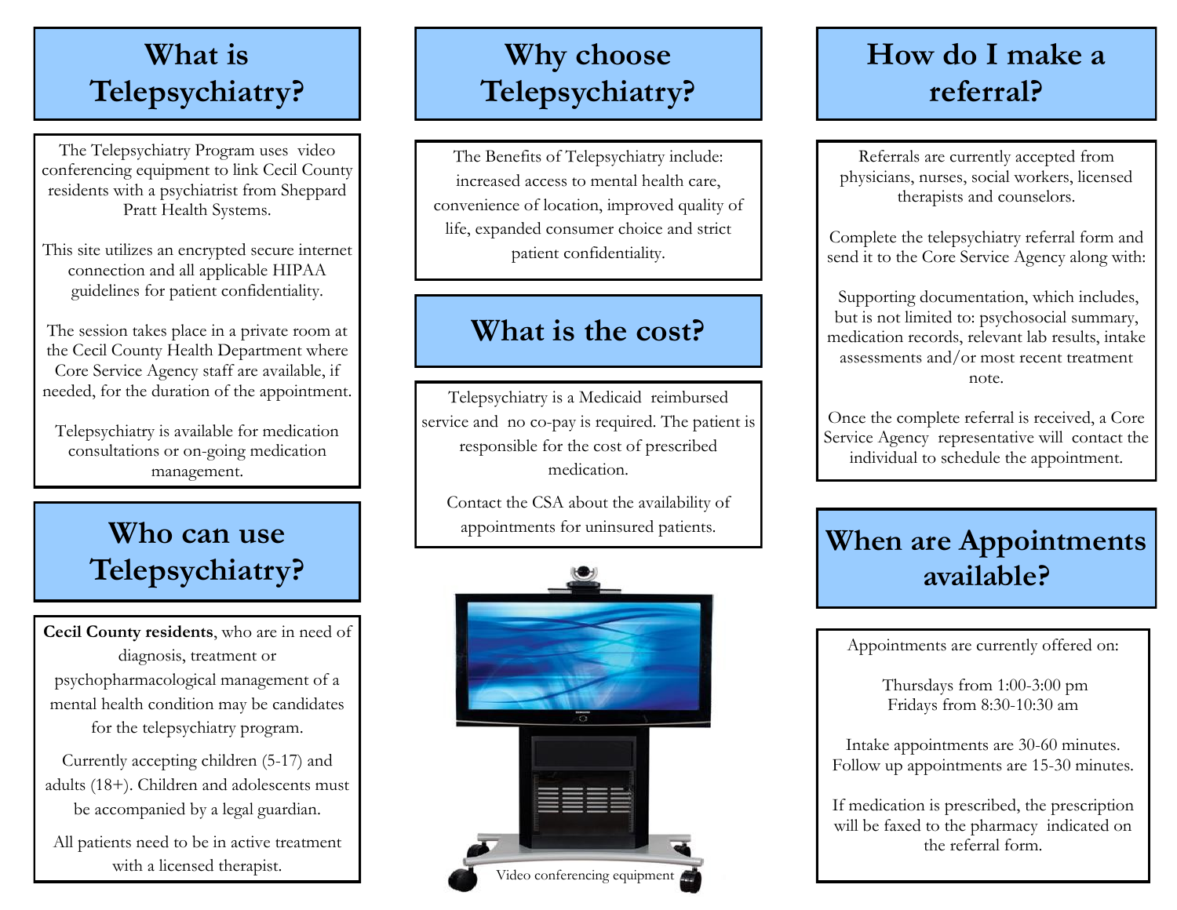# What is Telepsychiatry?

The Telepsychiatry Program uses video conferencing equipment to link Cecil County residents with a psychiatrist from Sheppard Pratt Health Systems.

This site utilizes an encrypted secure internet connection and all applicable HIPAA guidelines for patient confidentiality.

The session takes place in a private room at the Cecil County Health Department where Core Service Agency staff are available, if needed, for the duration of the appointment.

Telepsychiatry is available for medication consultations or on-going medication management.

# Who can use Telepsychiatry?

**Cecil County residents**, who are in need of diagnosis, treatment or psychopharmacological management of a mental health condition may be candidates for the telepsychiatry program.

Currently accepting children (5-17) and adults (18+). Children and adolescents must be accompanied by a legal guardian.

All patients need to be in active treatment with a licensed therapist.

# Why choose Telepsychiatry?

The Benefits of Telepsychiatry include: increased access to mental health care, convenience of location, improved quality of life, expanded consumer choice and strict patient confidentiality.

# What is the cost?

Telepsychiatry is a Medicaid reimbursed service and no co-pay is required. The patient is responsible for the cost of prescribed medication.

Contact the CSA about the availability of appointments for uninsured patients.

Video conferencing equipment

# How do I make a referral?

Referrals are currently accepted from physicians, nurses, social workers, licensed therapists and counselors.

Complete the telepsychiatry referral form and send it to the Core Service Agency along with:

Supporting documentation, which includes, but is not limited to: psychosocial summary, medication records, relevant lab results, intake assessments and/or most recent treatment note.

Once the complete referral is received, a Core Service Agency representative will contact the individual to schedule the appointment.

# When are Appointments available?

Appointments are currently offered on:

Thursdays from 1:00-3:00 pm
Fridays from 8:30-10:30 am

Intake appointments are 30-60 minutes.
Follow up appointments are 15-30 minutes.

If medication is prescribed, the prescription will be faxed to the pharmacy indicated on the referral form.